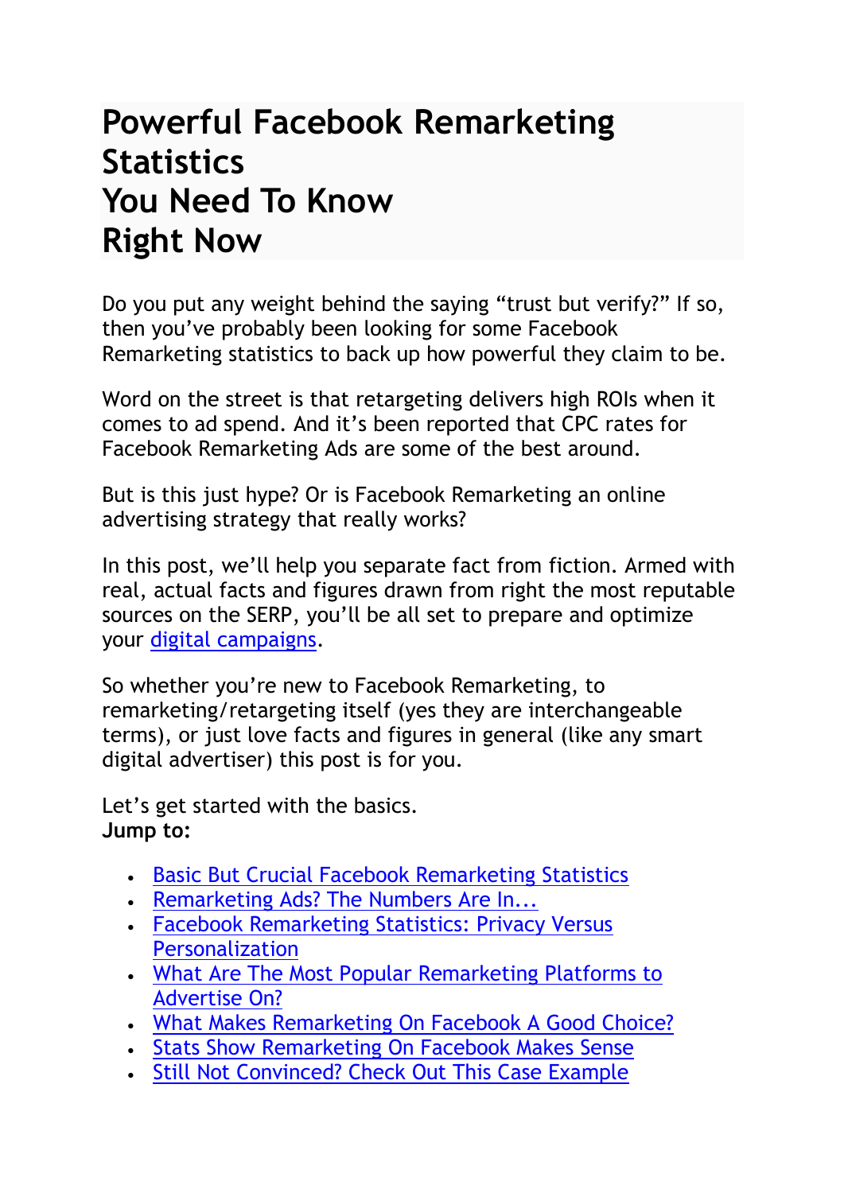# Powerful Facebook Remarketing Statistics You Need To Know Right Now

Do you put any weight behind the saying "trust but verify?" If so, then you've probably been looking for some Facebook Remarketing statistics to back up how powerful they claim to be.

Word on the street is that retargeting delivers high ROIs when it comes to ad spend. And it's been reported that CPC rates for Facebook Remarketing Ads are some of the best around.

But is this just hype? Or is Facebook Remarketing an online advertising strategy that really works?

In this post, we'll help you separate fact from fiction. Armed with real, actual facts and figures drawn from right the most reputable sources on the SERP, you'll be all set to prepare and optimize your digital campaigns.

So whether you're new to Facebook Remarketing, to remarketing/retargeting itself (yes they are interchangeable terms), or just love facts and figures in general (like any smart digital advertiser) this post is for you.

Let's get started with the basics.
**Jump to:**

- Basic But Crucial Facebook Remarketing Statistics
- Remarketing Ads? The Numbers Are In...
- Facebook Remarketing Statistics: Privacy Versus Personalization
- What Are The Most Popular Remarketing Platforms to Advertise On?
- What Makes Remarketing On Facebook A Good Choice?
- Stats Show Remarketing On Facebook Makes Sense
- Still Not Convinced? Check Out This Case Example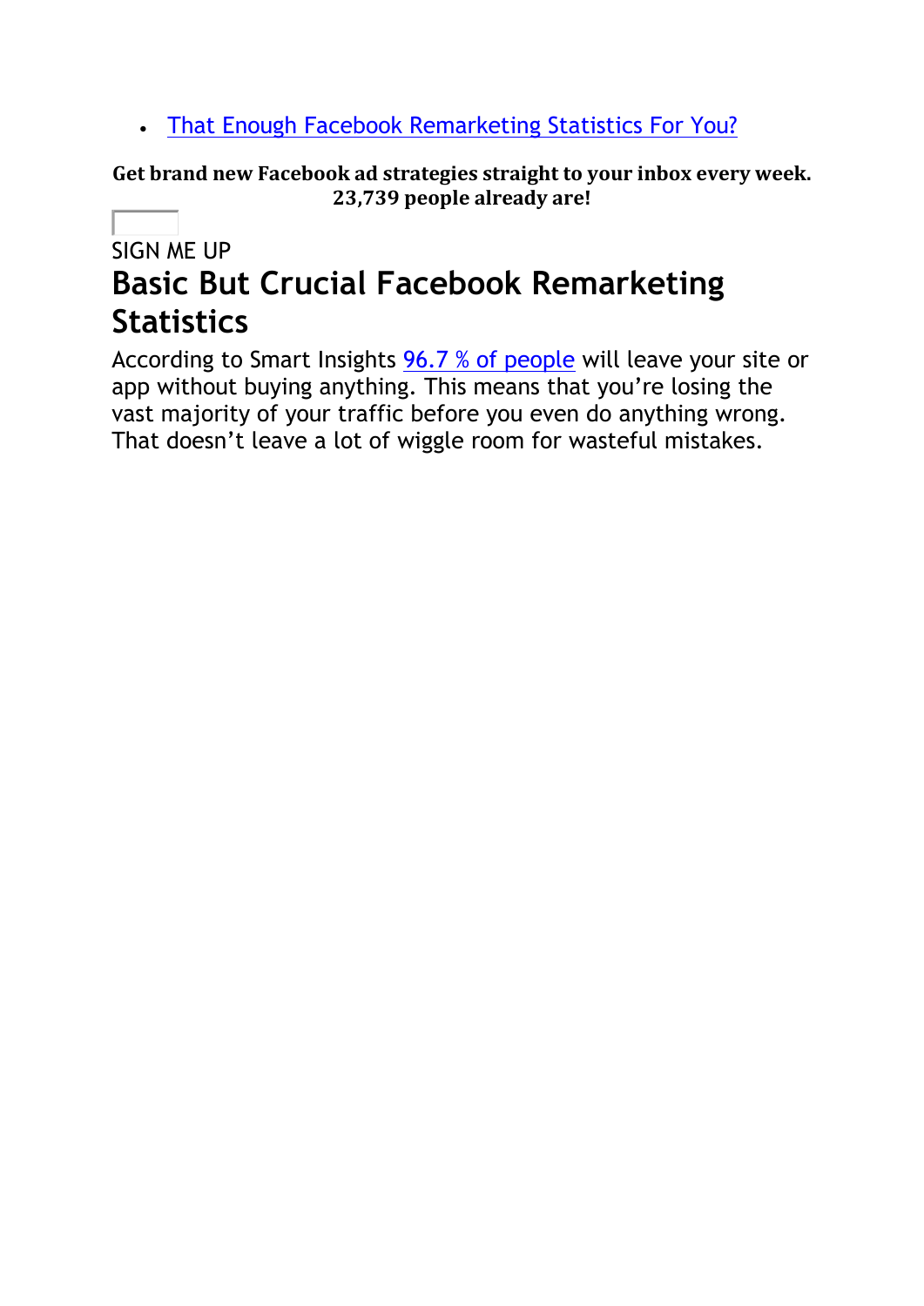- [That Enough Facebook Remarketing Statistics For You?]()

**Get brand new Facebook ad strategies straight to your inbox every week. 23,739 people already are!**

SIGN ME UP

# Basic But Crucial Facebook Remarketing Statistics

According to Smart Insights [96.7 % of people]() will leave your site or app without buying anything. This means that you're losing the vast majority of your traffic before you even do anything wrong. That doesn't leave a lot of wiggle room for wasteful mistakes.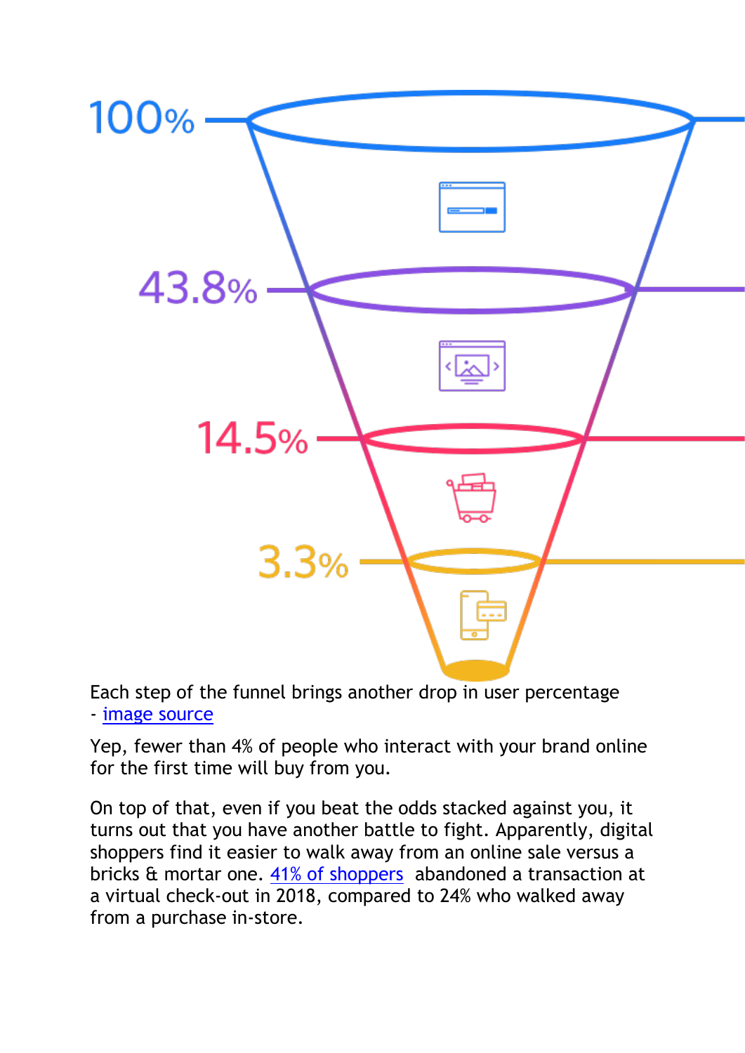100%

43.8%

14.5%

3.3%

Each step of the funnel brings another drop in user percentage - image source

Yep, fewer than 4% of people who interact with your brand online for the first time will buy from you.

On top of that, even if you beat the odds stacked against you, it turns out that you have another battle to fight. Apparently, digital shoppers find it easier to walk away from an online sale versus a bricks & mortar one. 41% of shoppers abandoned a transaction at a virtual check-out in 2018, compared to 24% who walked away from a purchase in-store.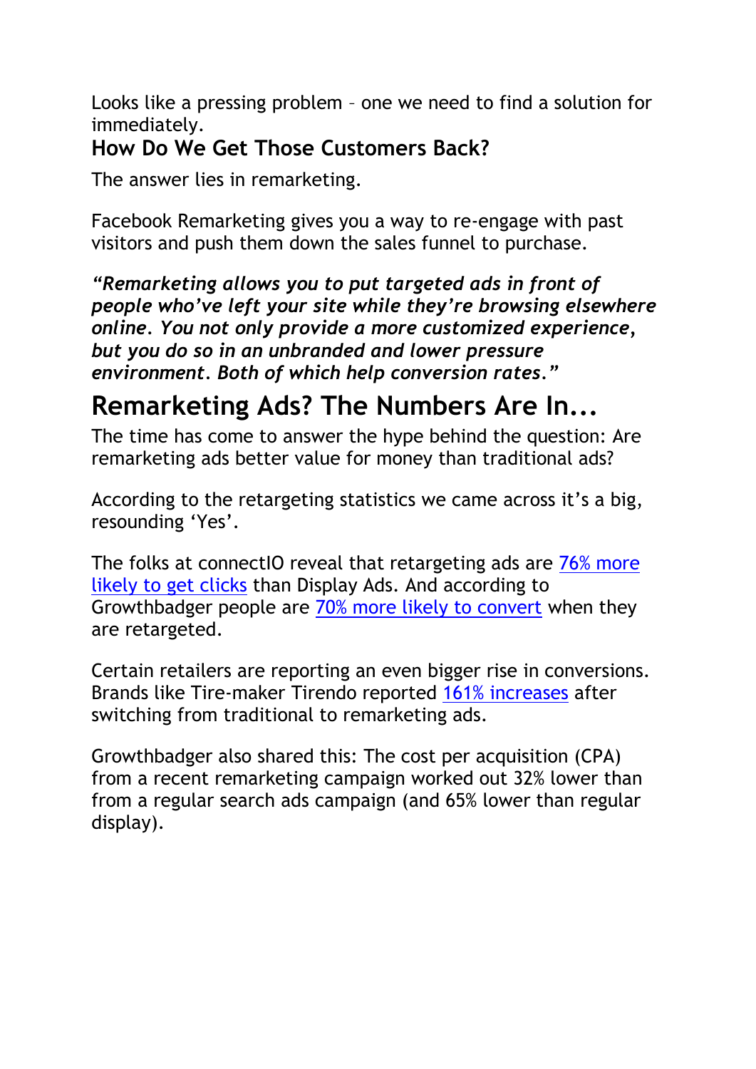Looks like a pressing problem – one we need to find a solution for immediately.

### How Do We Get Those Customers Back?

The answer lies in remarketing.

Facebook Remarketing gives you a way to re-engage with past visitors and push them down the sales funnel to purchase.

***"Remarketing allows you to put targeted ads in front of people who've left your site while they're browsing elsewhere online. You not only provide a more customized experience, but you do so in an unbranded and lower pressure environment. Both of which help conversion rates."***

## Remarketing Ads? The Numbers Are In...

The time has come to answer the hype behind the question: Are remarketing ads better value for money than traditional ads?

According to the retargeting statistics we came across it's a big, resounding 'Yes'.

The folks at connectIO reveal that retargeting ads are 76% more likely to get clicks than Display Ads. And according to Growthbadger people are 70% more likely to convert when they are retargeted.

Certain retailers are reporting an even bigger rise in conversions. Brands like Tire-maker Tirendo reported 161% increases after switching from traditional to remarketing ads.

Growthbadger also shared this: The cost per acquisition (CPA) from a recent remarketing campaign worked out 32% lower than from a regular search ads campaign (and 65% lower than regular display).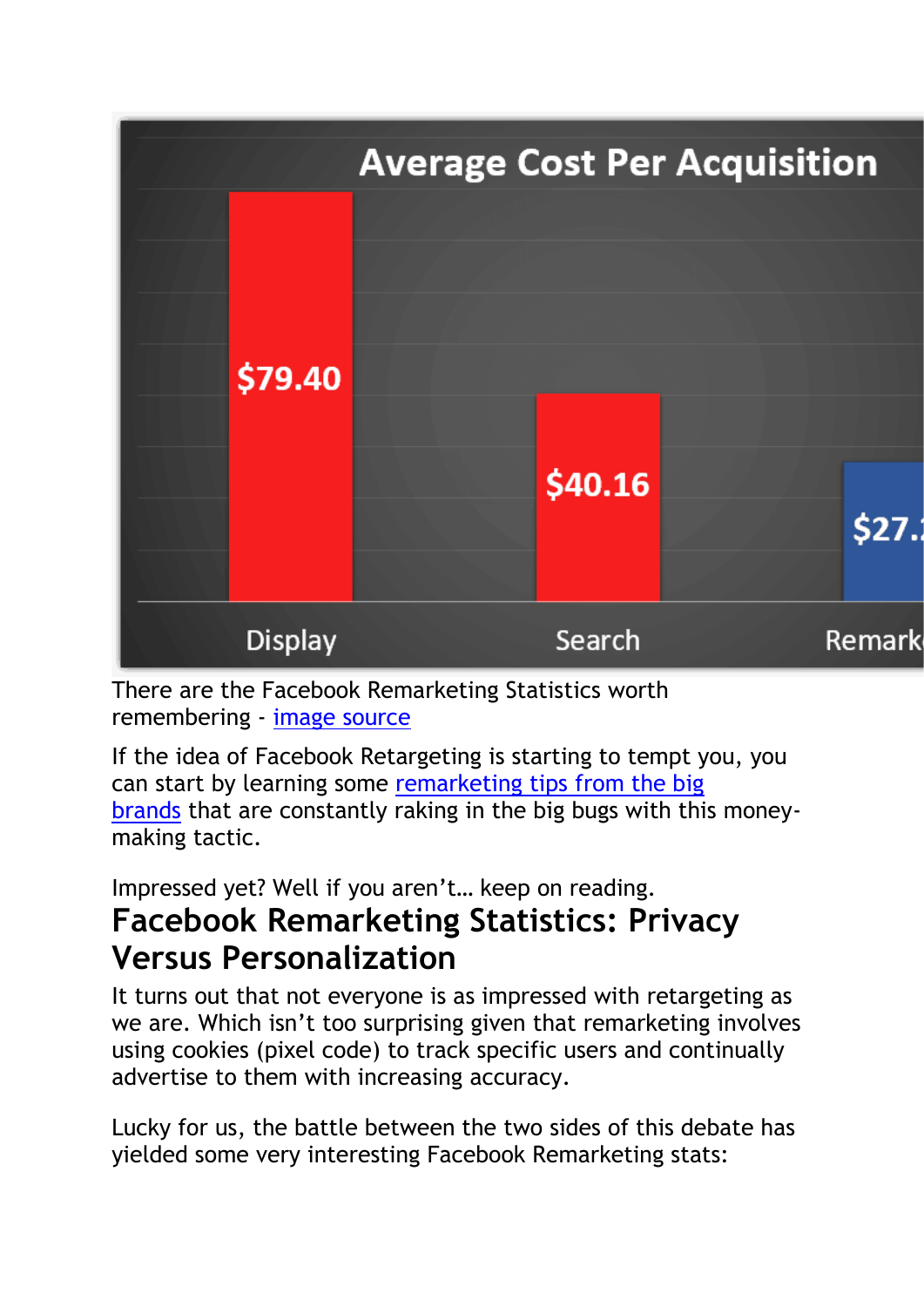There are the Facebook Remarketing Statistics worth remembering - image source

If the idea of Facebook Retargeting is starting to tempt you, you can start by learning some remarketing tips from the big brands that are constantly raking in the big bugs with this money-making tactic.

Impressed yet? Well if you aren't… keep on reading.

## Facebook Remarketing Statistics: Privacy Versus Personalization

It turns out that not everyone is as impressed with retargeting as we are. Which isn't too surprising given that remarketing involves using cookies (pixel code) to track specific users and continually advertise to them with increasing accuracy.

Lucky for us, the battle between the two sides of this debate has yielded some very interesting Facebook Remarketing stats: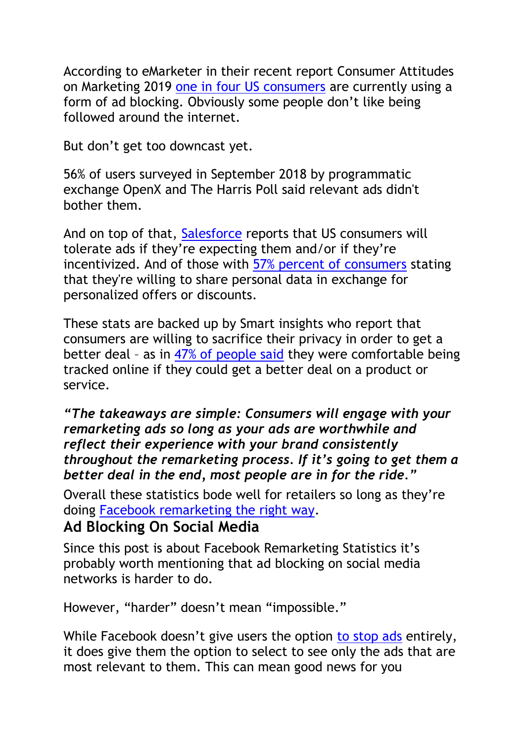According to eMarketer in their recent report Consumer Attitudes on Marketing 2019 one in four US consumers are currently using a form of ad blocking. Obviously some people don't like being followed around the internet.

But don't get too downcast yet.

56% of users surveyed in September 2018 by programmatic exchange OpenX and The Harris Poll said relevant ads didn't bother them.

And on top of that, Salesforce reports that US consumers will tolerate ads if they're expecting them and/or if they're incentivized. And of those with 57% percent of consumers stating that they're willing to share personal data in exchange for personalized offers or discounts.

These stats are backed up by Smart insights who report that consumers are willing to sacrifice their privacy in order to get a better deal – as in 47% of people said they were comfortable being tracked online if they could get a better deal on a product or service.

***"The takeaways are simple: Consumers will engage with your remarketing ads so long as your ads are worthwhile and reflect their experience with your brand consistently throughout the remarketing process. If it's going to get them a better deal in the end, most people are in for the ride."***

Overall these statistics bode well for retailers so long as they're doing Facebook remarketing the right way.

## Ad Blocking On Social Media

Since this post is about Facebook Remarketing Statistics it's probably worth mentioning that ad blocking on social media networks is harder to do.

However, "harder" doesn't mean "impossible."

While Facebook doesn't give users the option to stop ads entirely, it does give them the option to select to see only the ads that are most relevant to them. This can mean good news for you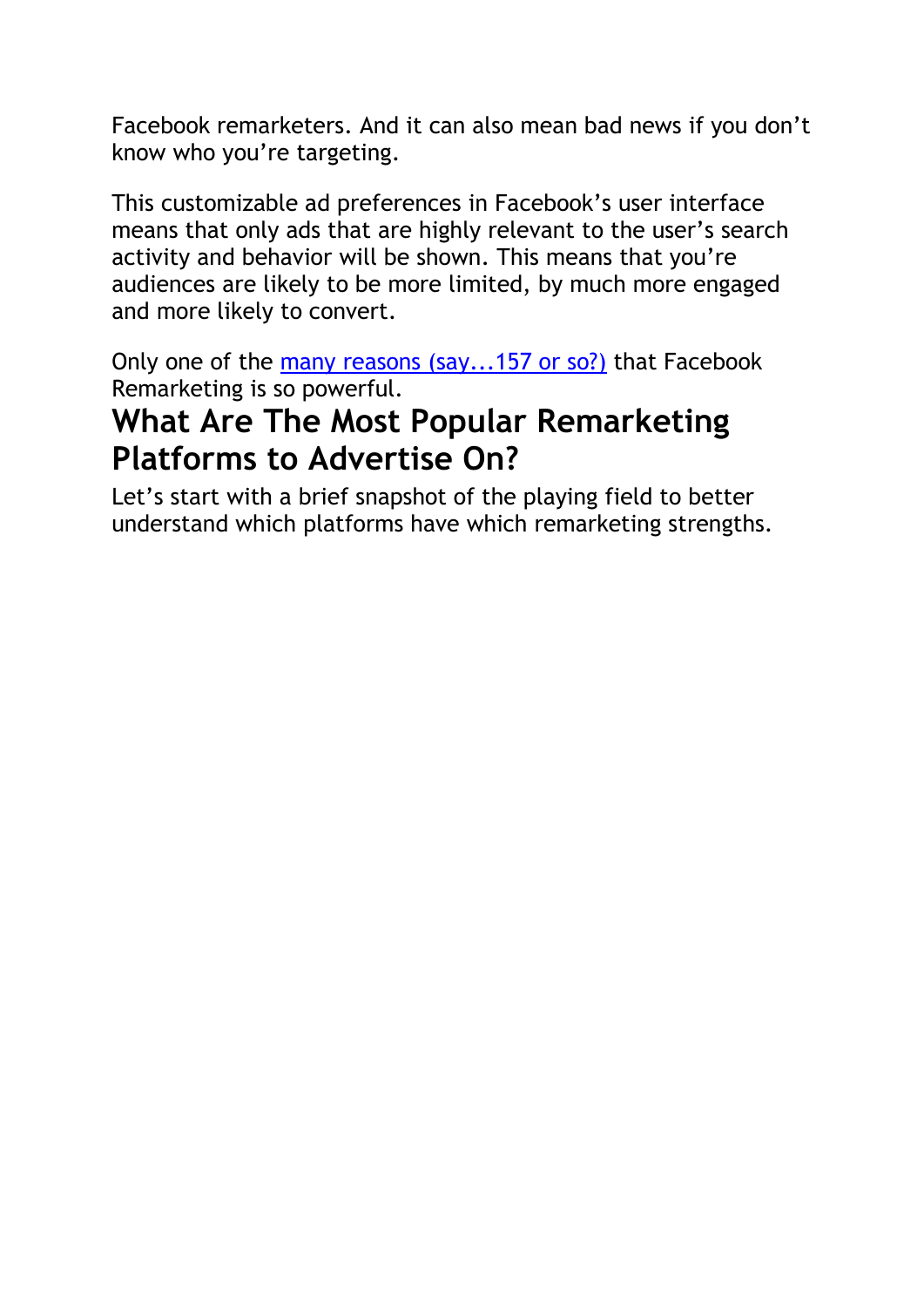Facebook remarketers. And it can also mean bad news if you don't know who you're targeting.

This customizable ad preferences in Facebook's user interface means that only ads that are highly relevant to the user's search activity and behavior will be shown. This means that you're audiences are likely to be more limited, by much more engaged and more likely to convert.

Only one of the many reasons (say...157 or so?) that Facebook Remarketing is so powerful.

## What Are The Most Popular Remarketing Platforms to Advertise On?

Let's start with a brief snapshot of the playing field to better understand which platforms have which remarketing strengths.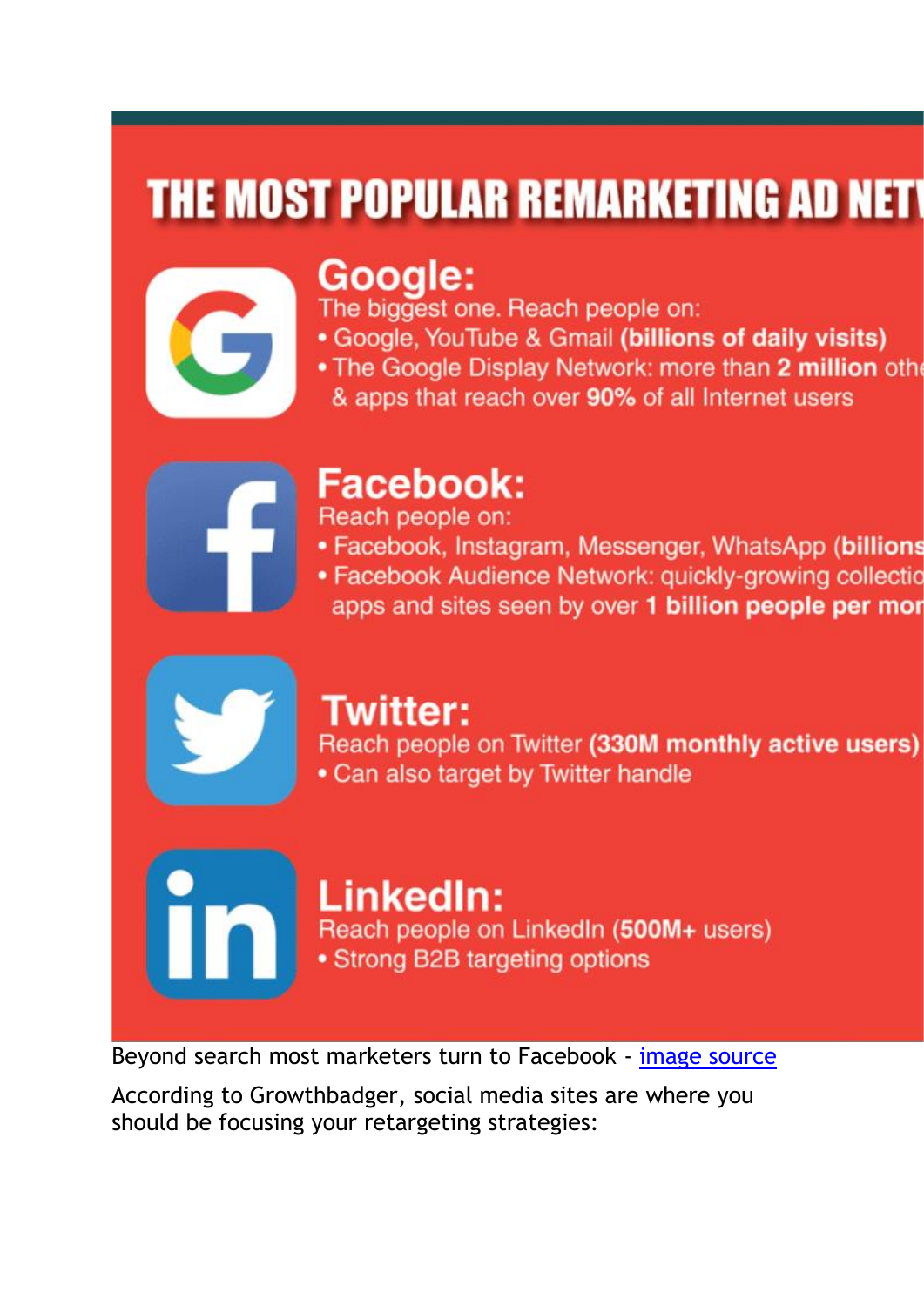# THE MOST POPULAR REMARKETING AD NET

## Google:

The biggest one. Reach people on:

- Google, YouTube & Gmail **(billions of daily visits)**
- The Google Display Network: more than **2 million** othe & apps that reach over **90%** of all Internet users

## Facebook:

Reach people on:

- Facebook, Instagram, Messenger, WhatsApp **(billions**
- Facebook Audience Network: quickly-growing collectio apps and sites seen by over **1 billion people per mon**

## Twitter:

Reach people on Twitter **(330M monthly active users)**

- Can also target by Twitter handle

## LinkedIn:

Reach people on LinkedIn (**500M+** users)

- Strong B2B targeting options

Beyond search most marketers turn to Facebook - [image source]

According to Growthbadger, social media sites are where you should be focusing your retargeting strategies: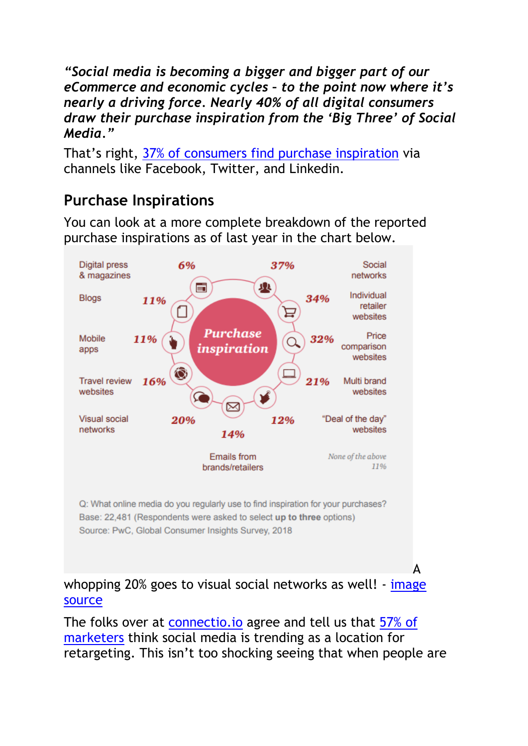*"Social media is becoming a bigger and bigger part of our eCommerce and economic cycles – to the point now where it's nearly a driving force. Nearly 40% of all digital consumers draw their purchase inspiration from the 'Big Three' of Social Media."*

That's right, 37% of consumers find purchase inspiration via channels like Facebook, Twitter, and Linkedin.

## Purchase Inspirations

You can look at a more complete breakdown of the reported purchase inspirations as of last year in the chart below.

**Purchase inspiration**

| Channel | % |
|---|---|
| Social networks | 37% |
| Individual retailer websites | 34% |
| Price comparison websites | 32% |
| Multi brand websites | 21% |
| "Deal of the day" websites | 12% |
| Emails from brands/retailers | 14% |
| Visual social networks | 20% |
| Travel review websites | 16% |
| Mobile apps | 11% |
| Blogs | 11% |
| Digital press & magazines | 6% |
| None of the above | 11% |

Q: What online media do you regularly use to find inspiration for your purchases?
Base: 22,481 (Respondents were asked to select **up to three** options)
Source: PwC, Global Consumer Insights Survey, 2018

A whopping 20% goes to visual social networks as well! - image source

The folks over at connectio.io agree and tell us that 57% of marketers think social media is trending as a location for retargeting. This isn't too shocking seeing that when people are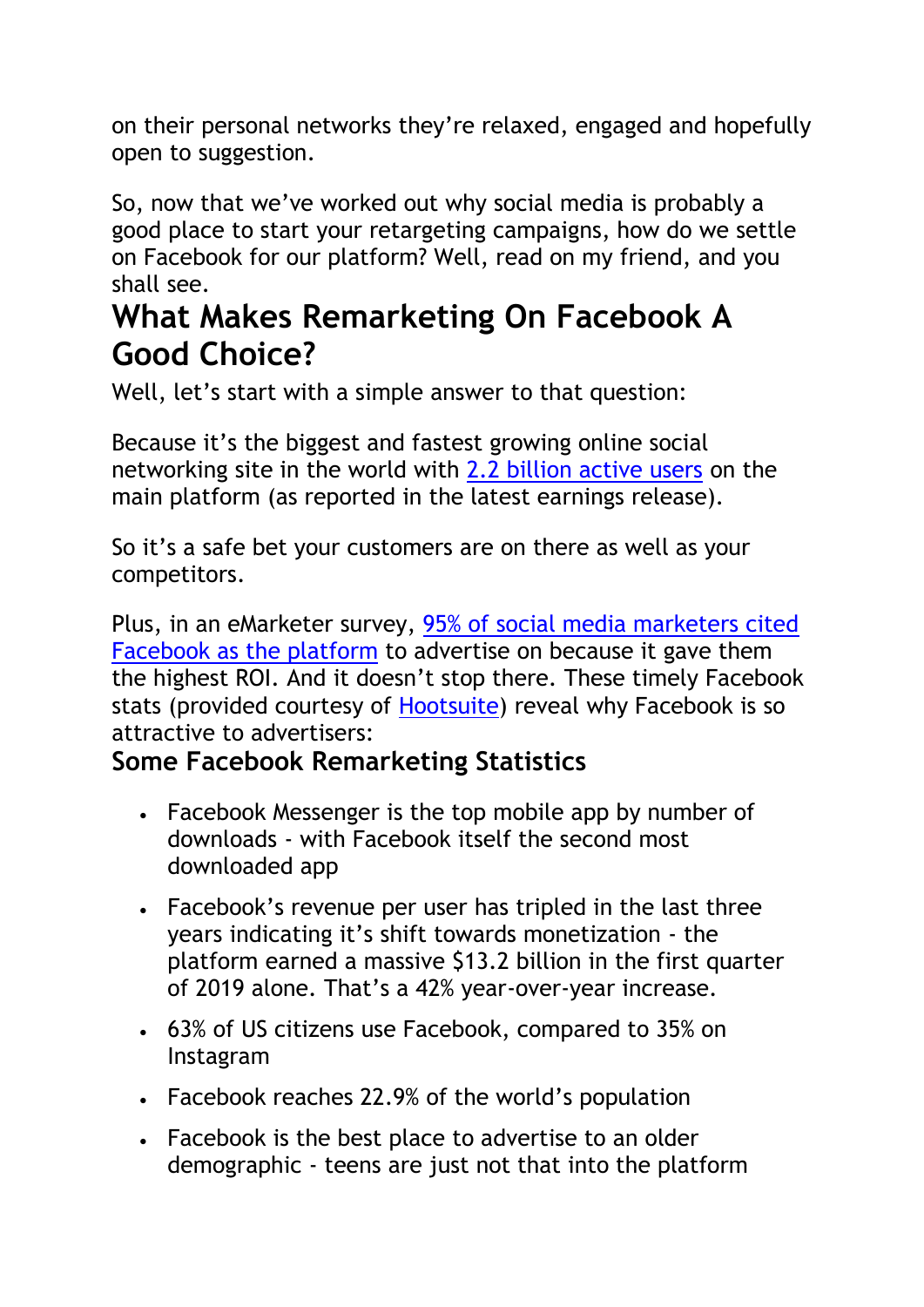on their personal networks they're relaxed, engaged and hopefully open to suggestion.

So, now that we've worked out why social media is probably a good place to start your retargeting campaigns, how do we settle on Facebook for our platform? Well, read on my friend, and you shall see.

## What Makes Remarketing On Facebook A Good Choice?

Well, let's start with a simple answer to that question:

Because it's the biggest and fastest growing online social networking site in the world with 2.2 billion active users on the main platform (as reported in the latest earnings release).

So it's a safe bet your customers are on there as well as your competitors.

Plus, in an eMarketer survey, 95% of social media marketers cited Facebook as the platform to advertise on because it gave them the highest ROI. And it doesn't stop there. These timely Facebook stats (provided courtesy of Hootsuite) reveal why Facebook is so attractive to advertisers:

### Some Facebook Remarketing Statistics

- Facebook Messenger is the top mobile app by number of downloads - with Facebook itself the second most downloaded app
- Facebook's revenue per user has tripled in the last three years indicating it's shift towards monetization - the platform earned a massive $13.2 billion in the first quarter of 2019 alone. That's a 42% year-over-year increase.
- 63% of US citizens use Facebook, compared to 35% on Instagram
- Facebook reaches 22.9% of the world's population
- Facebook is the best place to advertise to an older demographic - teens are just not that into the platform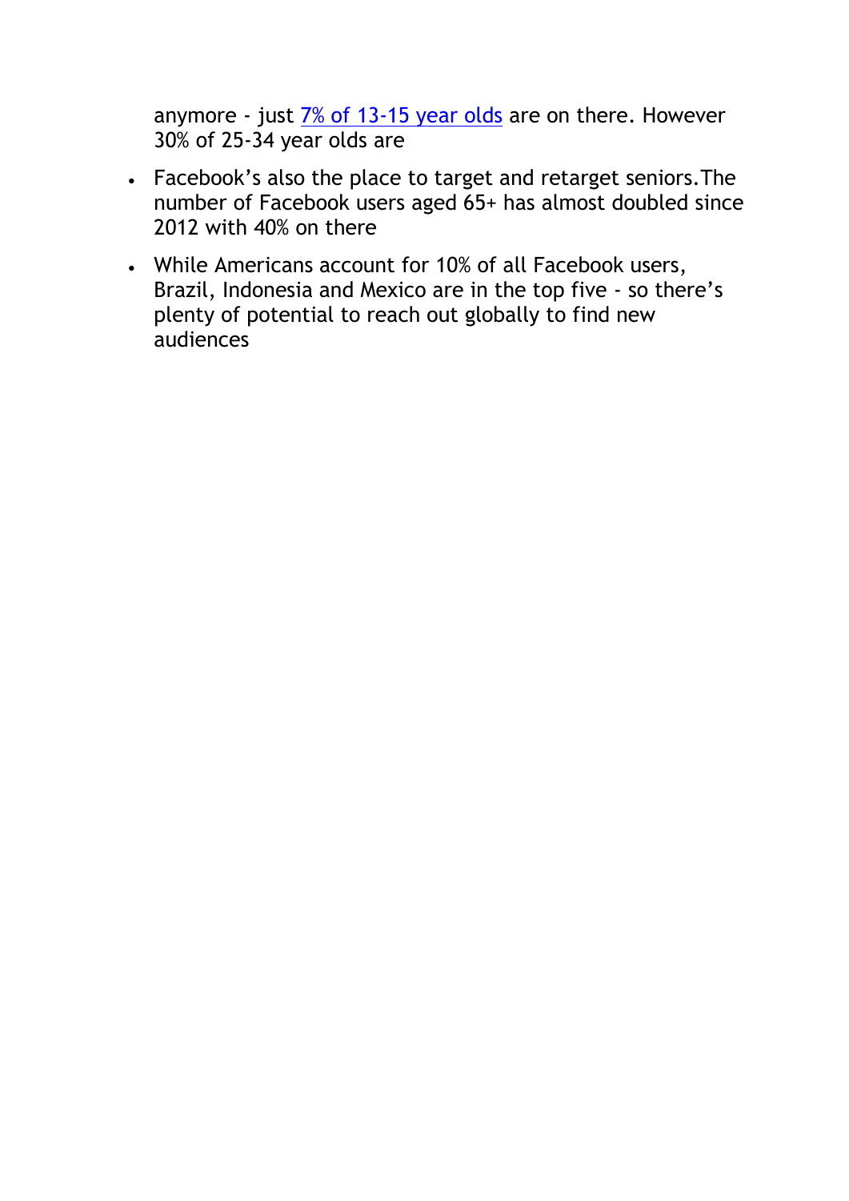anymore - just [7% of 13-15 year olds] are on there. However 30% of 25-34 year olds are

- Facebook's also the place to target and retarget seniors.The number of Facebook users aged 65+ has almost doubled since 2012 with 40% on there
- While Americans account for 10% of all Facebook users, Brazil, Indonesia and Mexico are in the top five - so there's plenty of potential to reach out globally to find new audiences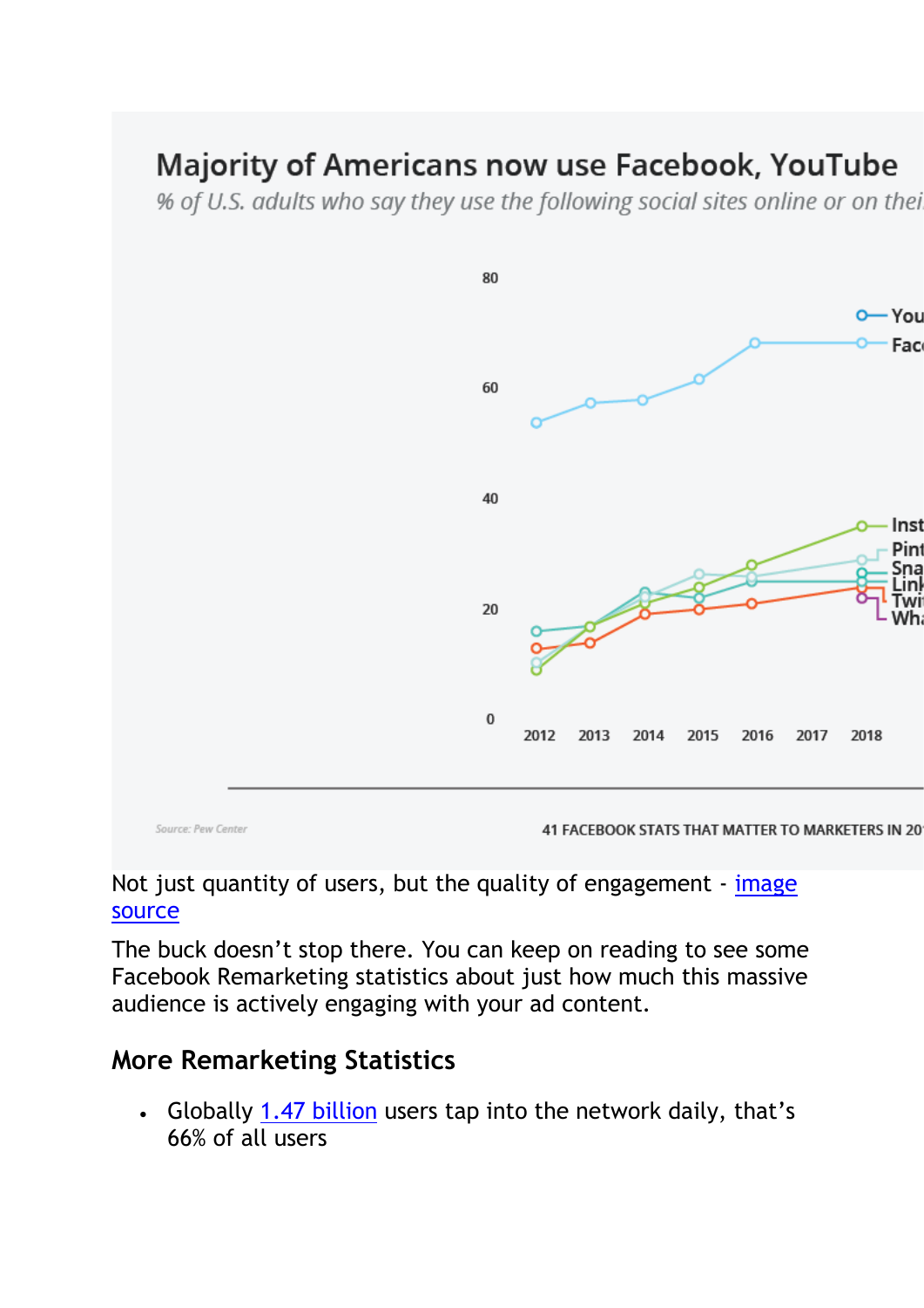Not just quantity of users, but the quality of engagement - [image source]

The buck doesn't stop there. You can keep on reading to see some Facebook Remarketing statistics about just how much this massive audience is actively engaging with your ad content.

## More Remarketing Statistics

- Globally [1.47 billion] users tap into the network daily, that's 66% of all users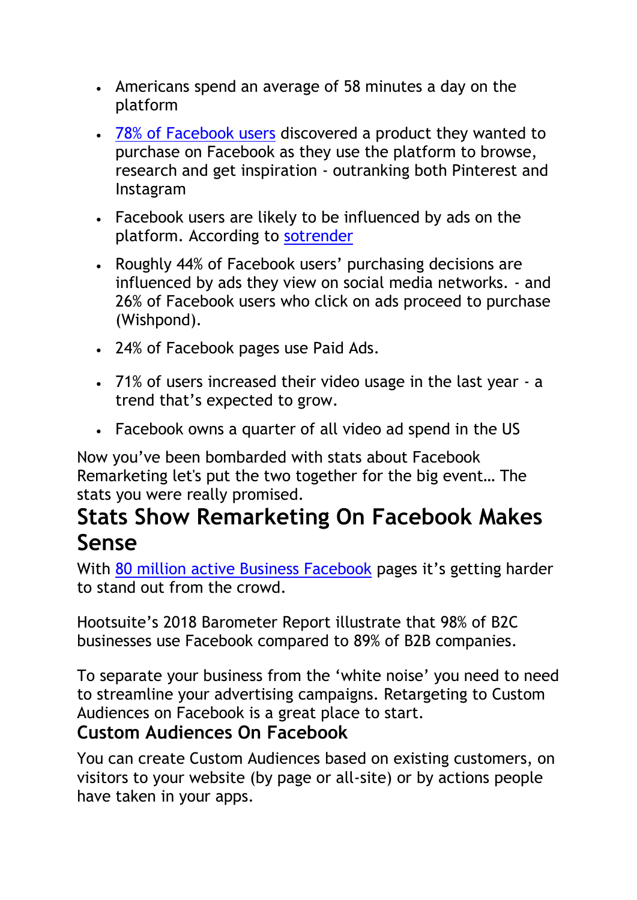- Americans spend an average of 58 minutes a day on the platform
- 78% of Facebook users discovered a product they wanted to purchase on Facebook as they use the platform to browse, research and get inspiration - outranking both Pinterest and Instagram
- Facebook users are likely to be influenced by ads on the platform. According to sotrender
- Roughly 44% of Facebook users' purchasing decisions are influenced by ads they view on social media networks. - and 26% of Facebook users who click on ads proceed to purchase (Wishpond).
- 24% of Facebook pages use Paid Ads.
- 71% of users increased their video usage in the last year - a trend that's expected to grow.
- Facebook owns a quarter of all video ad spend in the US

Now you've been bombarded with stats about Facebook Remarketing let's put the two together for the big event… The stats you were really promised.

## Stats Show Remarketing On Facebook Makes Sense

With 80 million active Business Facebook pages it's getting harder to stand out from the crowd.

Hootsuite's 2018 Barometer Report illustrate that 98% of B2C businesses use Facebook compared to 89% of B2B companies.

To separate your business from the 'white noise' you need to need to streamline your advertising campaigns. Retargeting to Custom Audiences on Facebook is a great place to start.

### Custom Audiences On Facebook

You can create Custom Audiences based on existing customers, on visitors to your website (by page or all-site) or by actions people have taken in your apps.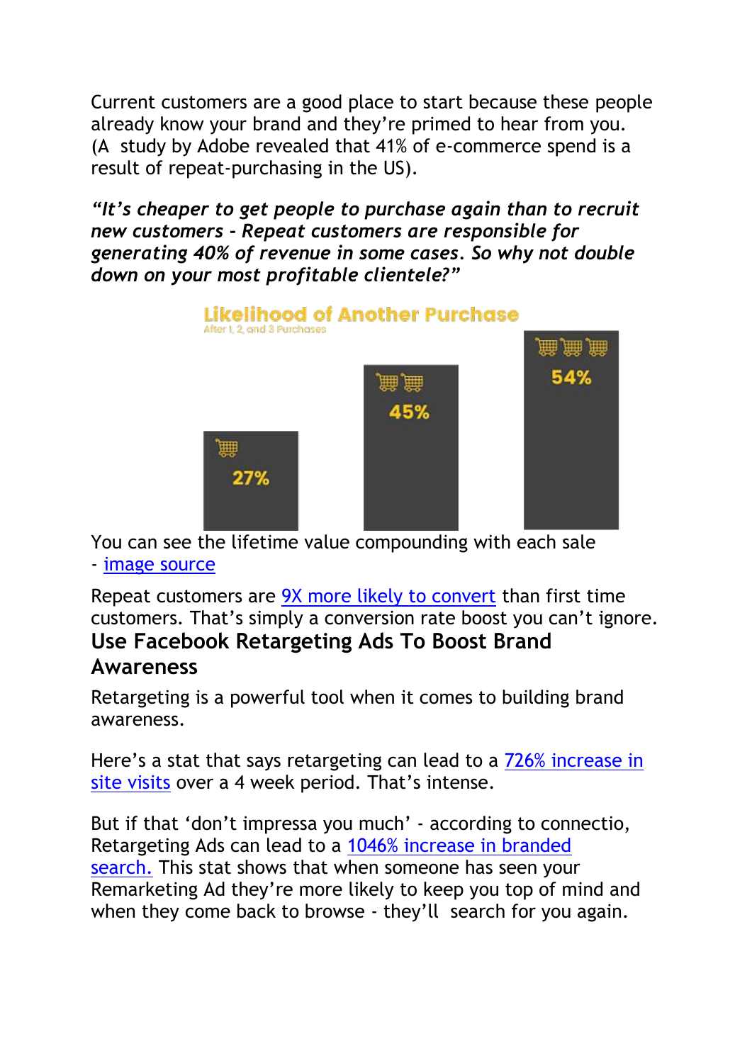Current customers are a good place to start because these people already know your brand and they're primed to hear from you. (A  study by Adobe revealed that 41% of e-commerce spend is a result of repeat-purchasing in the US).

***"It's cheaper to get people to purchase again than to recruit new customers - Repeat customers are responsible for generating 40% of revenue in some cases. So why not double down on your most profitable clientele?"***

**Likelihood of Another Purchase**
After 1, 2, and 3 Purchases

| After 1 Purchase | After 2 Purchases | After 3 Purchases |
|---|---|---|
| 27% | 45% | 54% |

You can see the lifetime value compounding with each sale - image source

Repeat customers are 9X more likely to convert than first time customers. That's simply a conversion rate boost you can't ignore.

## Use Facebook Retargeting Ads To Boost Brand Awareness

Retargeting is a powerful tool when it comes to building brand awareness.

Here's a stat that says retargeting can lead to a 726% increase in site visits over a 4 week period. That's intense.

But if that 'don't impressa you much' - according to connectio, Retargeting Ads can lead to a 1046% increase in branded search. This stat shows that when someone has seen your Remarketing Ad they're more likely to keep you top of mind and when they come back to browse - they'll  search for you again.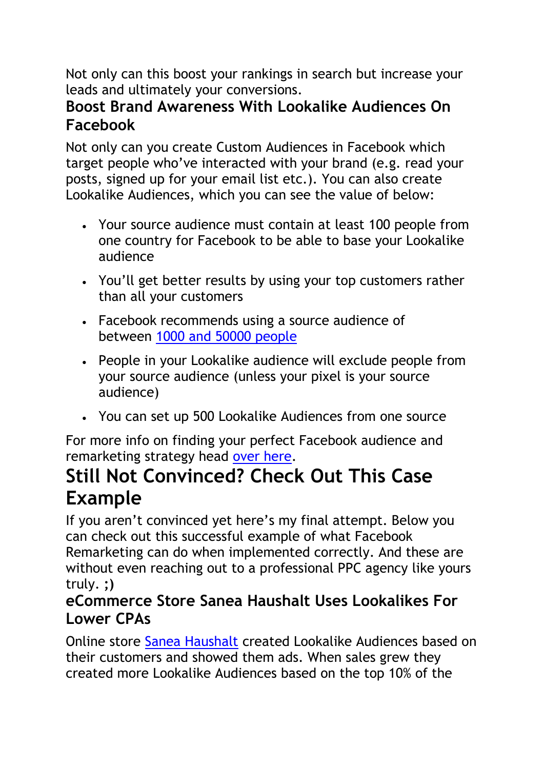Not only can this boost your rankings in search but increase your leads and ultimately your conversions.

### Boost Brand Awareness With Lookalike Audiences On Facebook

Not only can you create Custom Audiences in Facebook which target people who've interacted with your brand (e.g. read your posts, signed up for your email list etc.). You can also create Lookalike Audiences, which you can see the value of below:

- Your source audience must contain at least 100 people from one country for Facebook to be able to base your Lookalike audience
- You'll get better results by using your top customers rather than all your customers
- Facebook recommends using a source audience of between 1000 and 50000 people
- People in your Lookalike audience will exclude people from your source audience (unless your pixel is your source audience)
- You can set up 500 Lookalike Audiences from one source

For more info on finding your perfect Facebook audience and remarketing strategy head over here.

## Still Not Convinced? Check Out This Case Example

If you aren't convinced yet here's my final attempt. Below you can check out this successful example of what Facebook Remarketing can do when implemented correctly. And these are without even reaching out to a professional PPC agency like yours truly. **;)**

### eCommerce Store Sanea Haushalt Uses Lookalikes For Lower CPAs

Online store Sanea Haushalt created Lookalike Audiences based on their customers and showed them ads. When sales grew they created more Lookalike Audiences based on the top 10% of the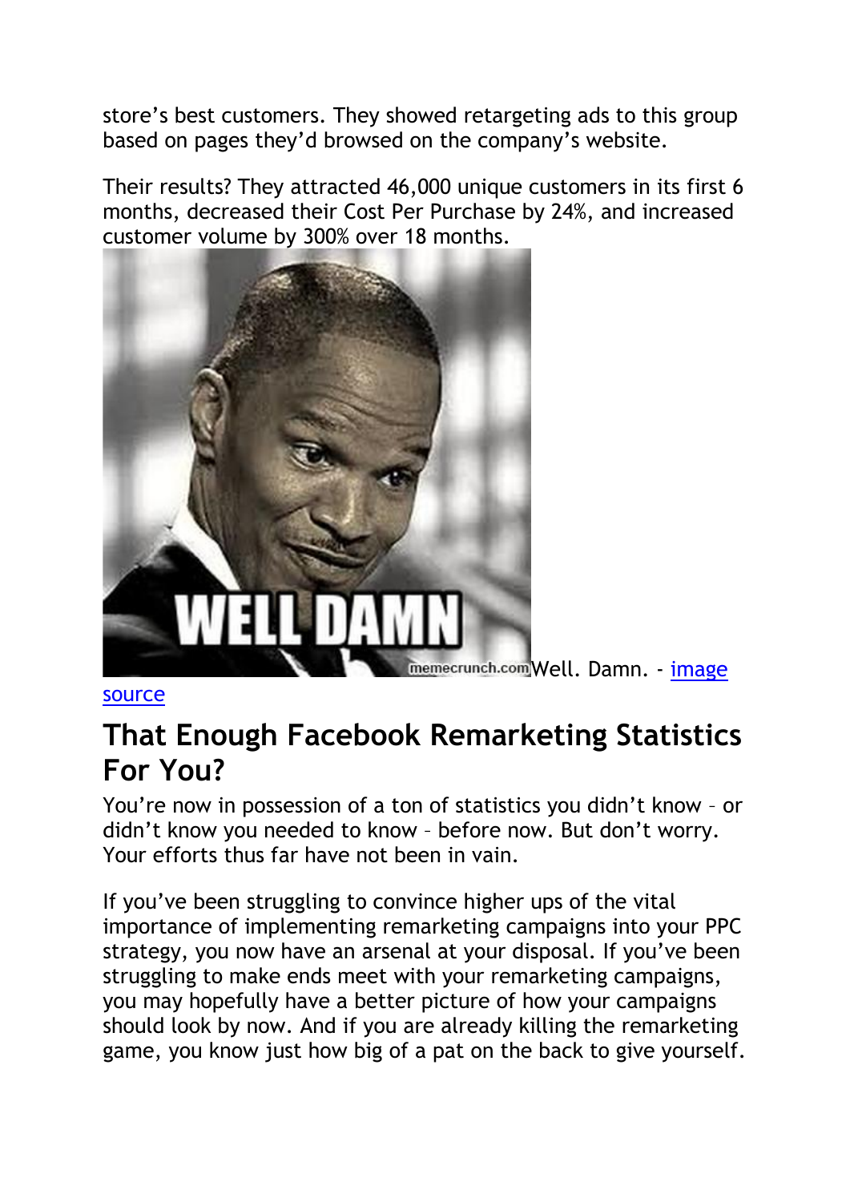store's best customers. They showed retargeting ads to this group based on pages they'd browsed on the company's website.

Their results? They attracted 46,000 unique customers in its first 6 months, decreased their Cost Per Purchase by 24%, and increased customer volume by 300% over 18 months.

Well. Damn. - image source

## That Enough Facebook Remarketing Statistics For You?

You're now in possession of a ton of statistics you didn't know – or didn't know you needed to know – before now. But don't worry. Your efforts thus far have not been in vain.

If you've been struggling to convince higher ups of the vital importance of implementing remarketing campaigns into your PPC strategy, you now have an arsenal at your disposal. If you've been struggling to make ends meet with your remarketing campaigns, you may hopefully have a better picture of how your campaigns should look by now. And if you are already killing the remarketing game, you know just how big of a pat on the back to give yourself.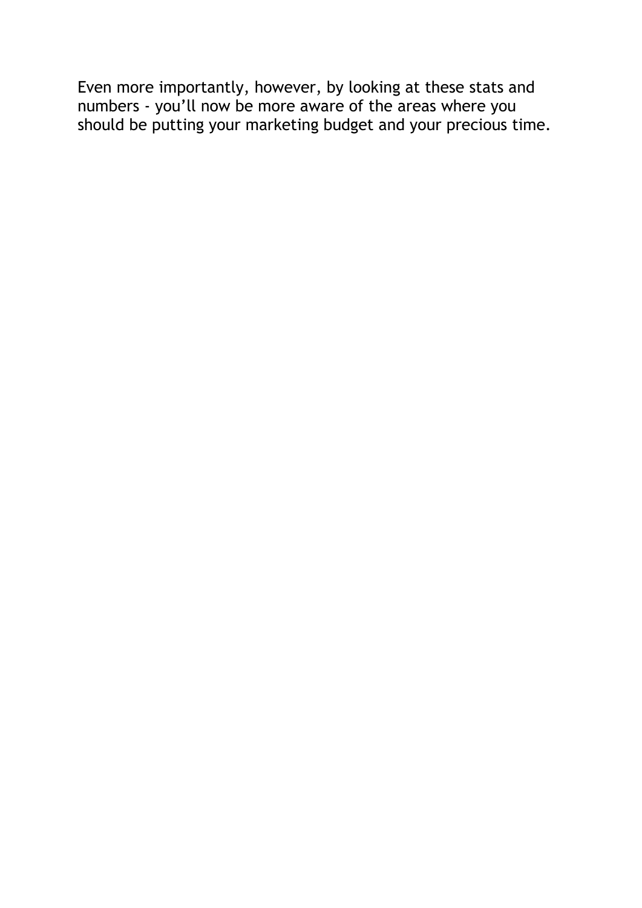Even more importantly, however, by looking at these stats and numbers - you’ll now be more aware of the areas where you should be putting your marketing budget and your precious time.